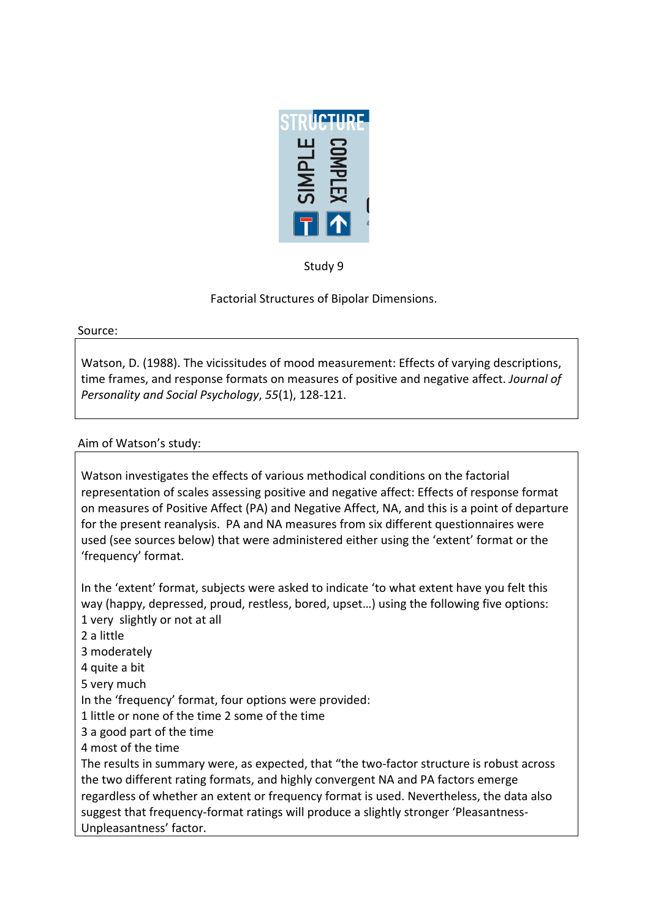Study 9

Factorial Structures of Bipolar Dimensions.

Source:

Watson, D. (1988). The vicissitudes of mood measurement: Effects of varying descriptions, time frames, and response formats on measures of positive and negative affect. *Journal of Personality and Social Psychology*, *55*(1), 128-121.

Aim of Watson's study:

Watson investigates the effects of various methodical conditions on the factorial representation of scales assessing positive and negative affect: Effects of response format on measures of Positive Affect (PA) and Negative Affect, NA, and this is a point of departure for the present reanalysis. PA and NA measures from six different questionnaires were used (see sources below) that were administered either using the 'extent' format or the 'frequency' format.

In the 'extent' format, subjects were asked to indicate 'to what extent have you felt this way (happy, depressed, proud, restless, bored, upset…) using the following five options:
1 very slightly or not at all
2 a little
3 moderately
4 quite a bit
5 very much
In the 'frequency' format, four options were provided:
1 little or none of the time 2 some of the time
3 a good part of the time
4 most of the time
The results in summary were, as expected, that "the two-factor structure is robust across the two different rating formats, and highly convergent NA and PA factors emerge regardless of whether an extent or frequency format is used. Nevertheless, the data also suggest that frequency-format ratings will produce a slightly stronger 'Pleasantness-Unpleasantness' factor.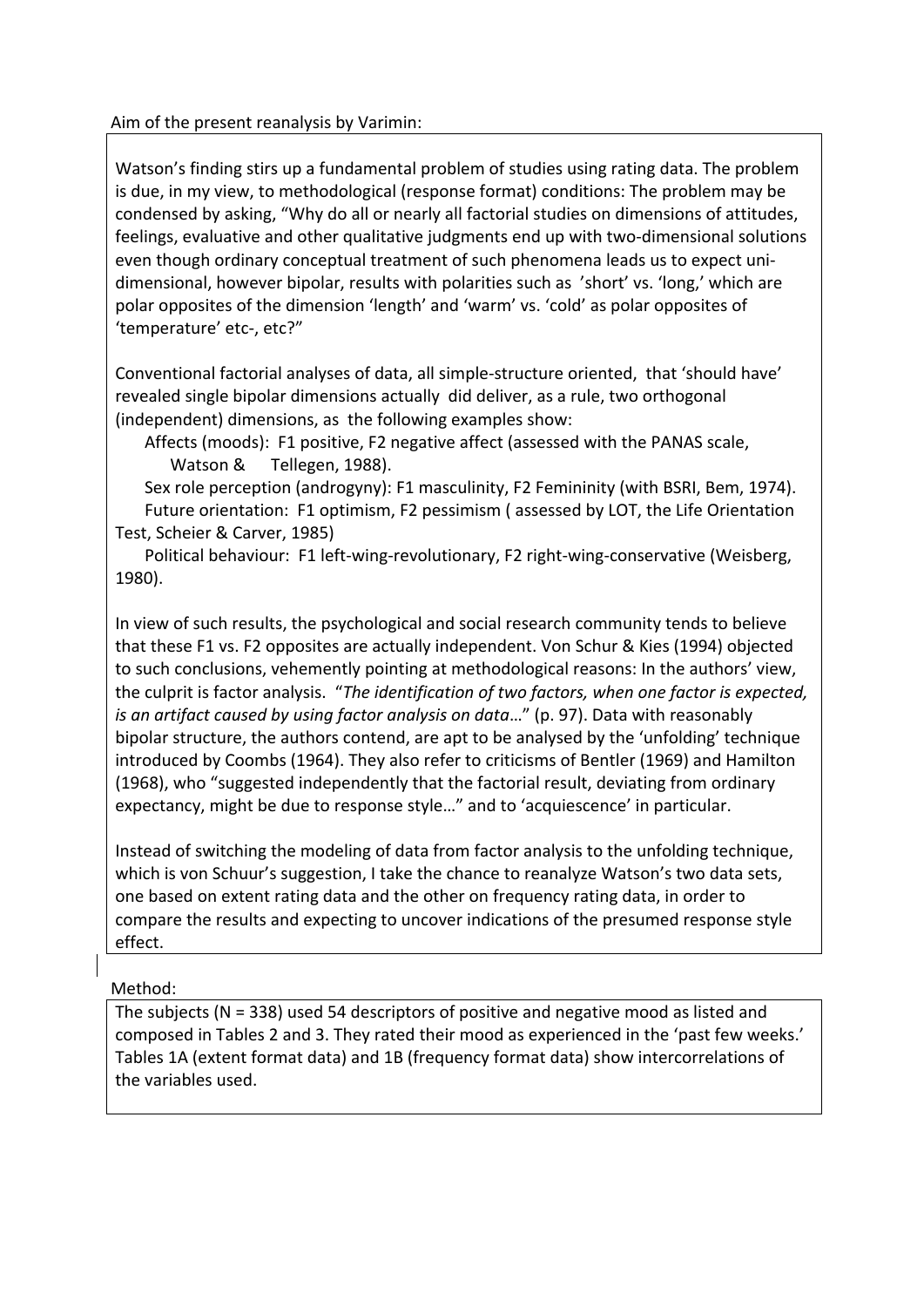Aim of the present reanalysis by Varimin:

Watson's finding stirs up a fundamental problem of studies using rating data. The problem is due, in my view, to methodological (response format) conditions: The problem may be condensed by asking, "Why do all or nearly all factorial studies on dimensions of attitudes, feelings, evaluative and other qualitative judgments end up with two-dimensional solutions even though ordinary conceptual treatment of such phenomena leads us to expect uni-dimensional, however bipolar, results with polarities such as 'short' vs. 'long,' which are polar opposites of the dimension 'length' and 'warm' vs. 'cold' as polar opposites of 'temperature' etc-, etc?"

Conventional factorial analyses of data, all simple-structure oriented, that 'should have' revealed single bipolar dimensions actually did deliver, as a rule, two orthogonal (independent) dimensions, as the following examples show:

Affects (moods): F1 positive, F2 negative affect (assessed with the PANAS scale, Watson & Tellegen, 1988).

Sex role perception (androgyny): F1 masculinity, F2 Femininity (with BSRI, Bem, 1974).

Future orientation: F1 optimism, F2 pessimism ( assessed by LOT, the Life Orientation Test, Scheier & Carver, 1985)

Political behaviour: F1 left-wing-revolutionary, F2 right-wing-conservative (Weisberg, 1980).

In view of such results, the psychological and social research community tends to believe that these F1 vs. F2 opposites are actually independent. Von Schur & Kies (1994) objected to such conclusions, vehemently pointing at methodological reasons: In the authors' view, the culprit is factor analysis. "*The identification of two factors, when one factor is expected, is an artifact caused by using factor analysis on data*…" (p. 97). Data with reasonably bipolar structure, the authors contend, are apt to be analysed by the 'unfolding' technique introduced by Coombs (1964). They also refer to criticisms of Bentler (1969) and Hamilton (1968), who "suggested independently that the factorial result, deviating from ordinary expectancy, might be due to response style…" and to 'acquiescence' in particular.

Instead of switching the modeling of data from factor analysis to the unfolding technique, which is von Schuur's suggestion, I take the chance to reanalyze Watson's two data sets, one based on extent rating data and the other on frequency rating data, in order to compare the results and expecting to uncover indications of the presumed response style effect.

Method:

The subjects (N = 338) used 54 descriptors of positive and negative mood as listed and composed in Tables 2 and 3. They rated their mood as experienced in the 'past few weeks.' Tables 1A (extent format data) and 1B (frequency format data) show intercorrelations of the variables used.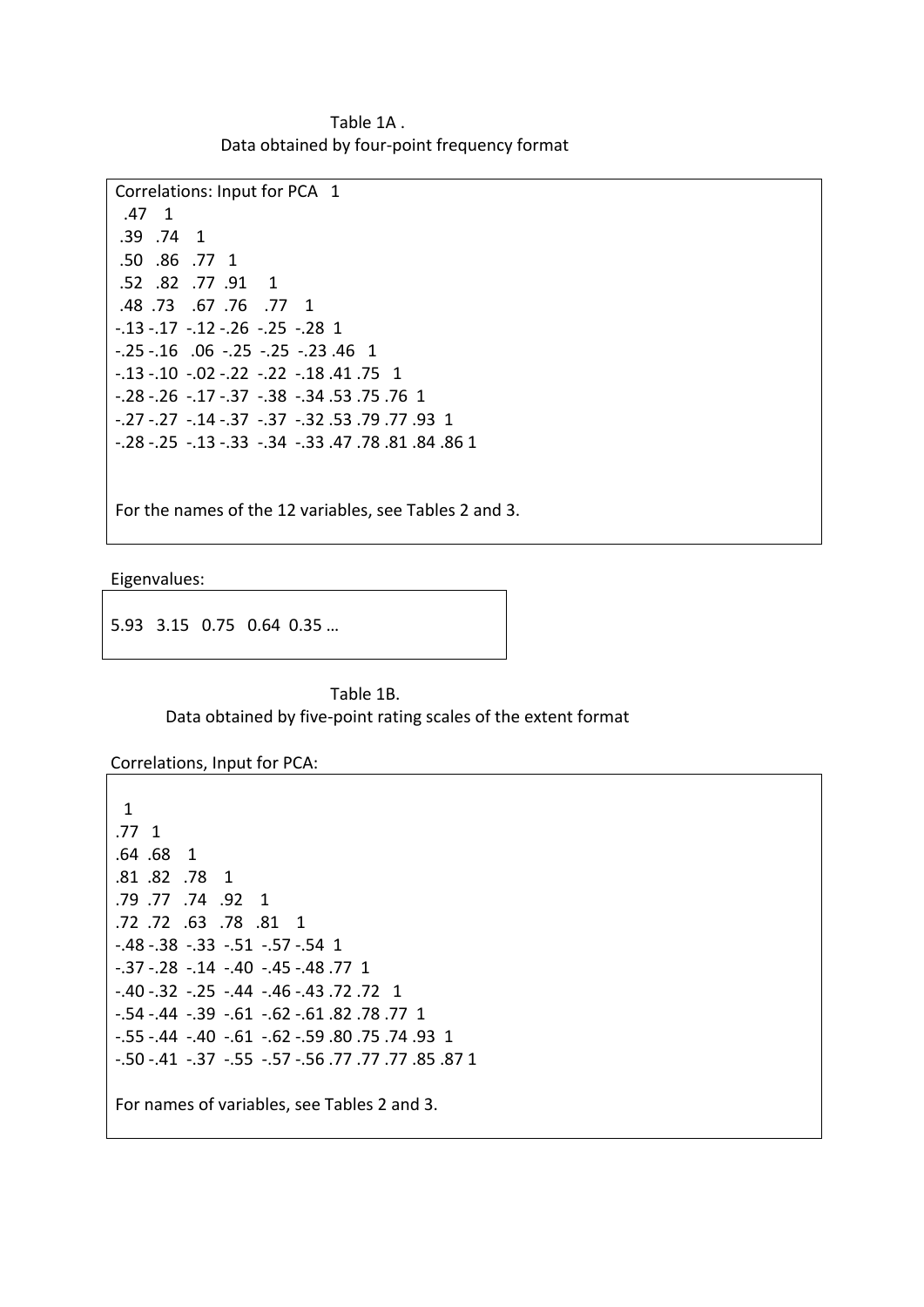Table 1A .

Data obtained by four-point frequency format

```
Correlations: Input for PCA   1
 .47   1
 .39   .74   1
 .50   .86   .77   1
 .52   .82   .77  .91    1
 .48  .73    .67  .76    .77    1
-.13 -.17  -.12 -.26  -.25  -.28  1
-.25 -.16   .06  -.25  -.25  -.23 .46   1
-.13 -.10  -.02 -.22  -.22  -.18 .41 .75   1
-.28 -.26  -.17 -.37  -.38  -.34 .53 .75 .76  1
-.27 -.27  -.14 -.37  -.37  -.32 .53 .79 .77 .93  1
-.28 -.25  -.13 -.33  -.34  -.33 .47 .78 .81 .84 .86 1
```

For the names of the 12 variables, see Tables 2 and 3.

Eigenvalues:

5.93   3.15   0.75   0.64  0.35 …

Table 1B.

Data obtained by five-point rating scales of the extent format

Correlations, Input for PCA:

```
 1
.77   1
.64  .68    1
.81  .82   .78    1
.79  .77   .74   .92    1
.72  .72   .63   .78   .81    1
-.48 -.38  -.33  -.51  -.57 -.54  1
-.37 -.28  -.14  -.40  -.45 -.48 .77  1
-.40 -.32  -.25  -.44  -.46 -.43 .72 .72   1
-.54 -.44  -.39  -.61  -.62 -.61 .82 .78 .77  1
-.55 -.44  -.40  -.61  -.62 -.59 .80 .75 .74 .93  1
-.50 -.41  -.37  -.55  -.57 -.56 .77 .77 .77 .85 .87 1
```

For names of variables, see Tables 2 and 3.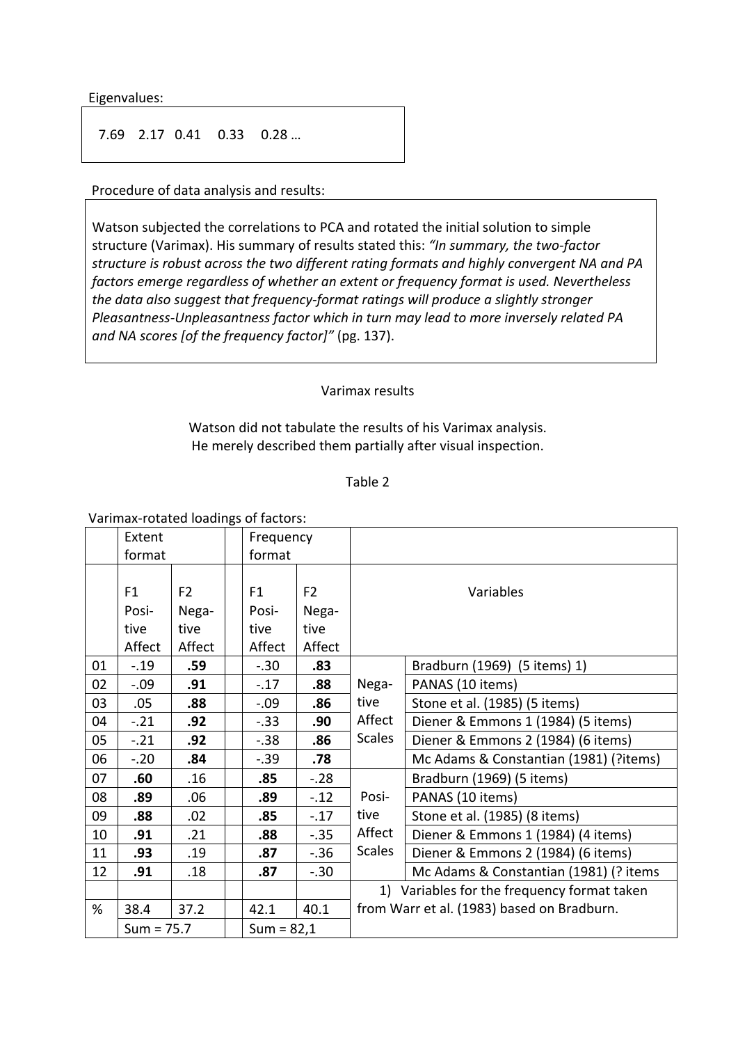Eigenvalues:

7.69 2.17 0.41 0.33 0.28 …

Procedure of data analysis and results:

Watson subjected the correlations to PCA and rotated the initial solution to simple structure (Varimax). His summary of results stated this: *"In summary, the two-factor structure is robust across the two different rating formats and highly convergent NA and PA factors emerge regardless of whether an extent or frequency format is used. Nevertheless the data also suggest that frequency-format ratings will produce a slightly stronger Pleasantness-Unpleasantness factor which in turn may lead to more inversely related PA and NA scores [of the frequency factor]"* (pg. 137).

Varimax results

Watson did not tabulate the results of his Varimax analysis. He merely described them partially after visual inspection.

Table 2

Varimax-rotated loadings of factors:

| | Extent format | | | Frequency format | | Variables | |
|---|---|---|---|---|---|---|---|
| | F1 Positive Affect | F2 Negative Affect | | F1 Positive Affect | F2 Negative Affect | | |
| 01 | -.19 | **.59** | | -.30 | **.83** | Negative Affect Scales | Bradburn (1969) (5 items) 1) |
| 02 | -.09 | **.91** | | -.17 | **.88** | | PANAS (10 items) |
| 03 | .05 | **.88** | | -.09 | **.86** | | Stone et al. (1985) (5 items) |
| 04 | -.21 | **.92** | | -.33 | **.90** | | Diener & Emmons 1 (1984) (5 items) |
| 05 | -.21 | **.92** | | -.38 | **.86** | | Diener & Emmons 2 (1984) (6 items) |
| 06 | -.20 | **.84** | | -.39 | **.78** | | Mc Adams & Constantian (1981) (?items) |
| 07 | **.60** | .16 | | **.85** | -.28 | Positive Affect Scales | Bradburn (1969) (5 items) |
| 08 | **.89** | .06 | | **.89** | -.12 | | PANAS (10 items) |
| 09 | **.88** | .02 | | **.85** | -.17 | | Stone et al. (1985) (8 items) |
| 10 | **.91** | .21 | | **.88** | -.35 | | Diener & Emmons 1 (1984) (4 items) |
| 11 | **.93** | .19 | | **.87** | -.36 | | Diener & Emmons 2 (1984) (6 items) |
| 12 | **.91** | .18 | | **.87** | -.30 | | Mc Adams & Constantian (1981) (? items |
| | | | | | | 1) Variables for the frequency format taken from Warr et al. (1983) based on Bradburn. | |
| % | 38.4 | 37.2 | | 42.1 | 40.1 | | |
| | Sum = 75.7 | | | Sum = 82,1 | | | |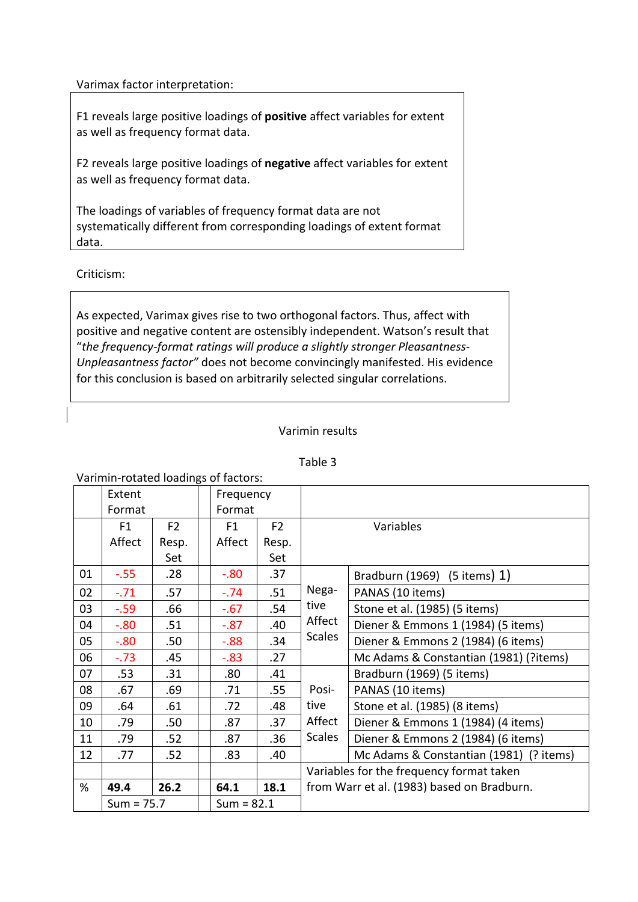Varimax factor interpretation:

F1 reveals large positive loadings of **positive** affect variables for extent as well as frequency format data.

F2 reveals large positive loadings of **negative** affect variables for extent as well as frequency format data.

The loadings of variables of frequency format data are not systematically different from corresponding loadings of extent format data.

Criticism:

As expected, Varimax gives rise to two orthogonal factors. Thus, affect with positive and negative content are ostensibly independent. Watson's result that "*the frequency-format ratings will produce a slightly stronger Pleasantness-Unpleasantness factor*" does not become convincingly manifested. His evidence for this conclusion is based on arbitrarily selected singular correlations.

Varimin results

Table 3

Varimin-rotated loadings of factors:

| | Extent Format | | | Frequency Format | | Variables | |
|---|---|---|---|---|---|---|---|
| | F1 Affect | F2 Resp. Set | | F1 Affect | F2 Resp. Set | | |
| 01 | -.55 | .28 | | -.80 | .37 | Negative Affect Scales | Bradburn (1969) (5 items) 1) |
| 02 | -.71 | .57 | | -.74 | .51 | | PANAS (10 items) |
| 03 | -.59 | .66 | | -.67 | .54 | | Stone et al. (1985) (5 items) |
| 04 | -.80 | .51 | | -.87 | .40 | | Diener & Emmons 1 (1984) (5 items) |
| 05 | -.80 | .50 | | -.88 | .34 | | Diener & Emmons 2 (1984) (6 items) |
| 06 | -.73 | .45 | | -.83 | .27 | | Mc Adams & Constantian (1981) (?items) |
| 07 | .53 | .31 | | .80 | .41 | Positive Affect Scales | Bradburn (1969) (5 items) |
| 08 | .67 | .69 | | .71 | .55 | | PANAS (10 items) |
| 09 | .64 | .61 | | .72 | .48 | | Stone et al. (1985) (8 items) |
| 10 | .79 | .50 | | .87 | .37 | | Diener & Emmons 1 (1984) (4 items) |
| 11 | .79 | .52 | | .87 | .36 | | Diener & Emmons 2 (1984) (6 items) |
| 12 | .77 | .52 | | .83 | .40 | | Mc Adams & Constantian (1981) (? items) |
| | | | | | | Variables for the frequency format taken from Warr et al. (1983) based on Bradburn. | |
| % | **49.4** | **26.2** | | **64.1** | **18.1** | | |
| | Sum = 75.7 | | | Sum = 82.1 | | | |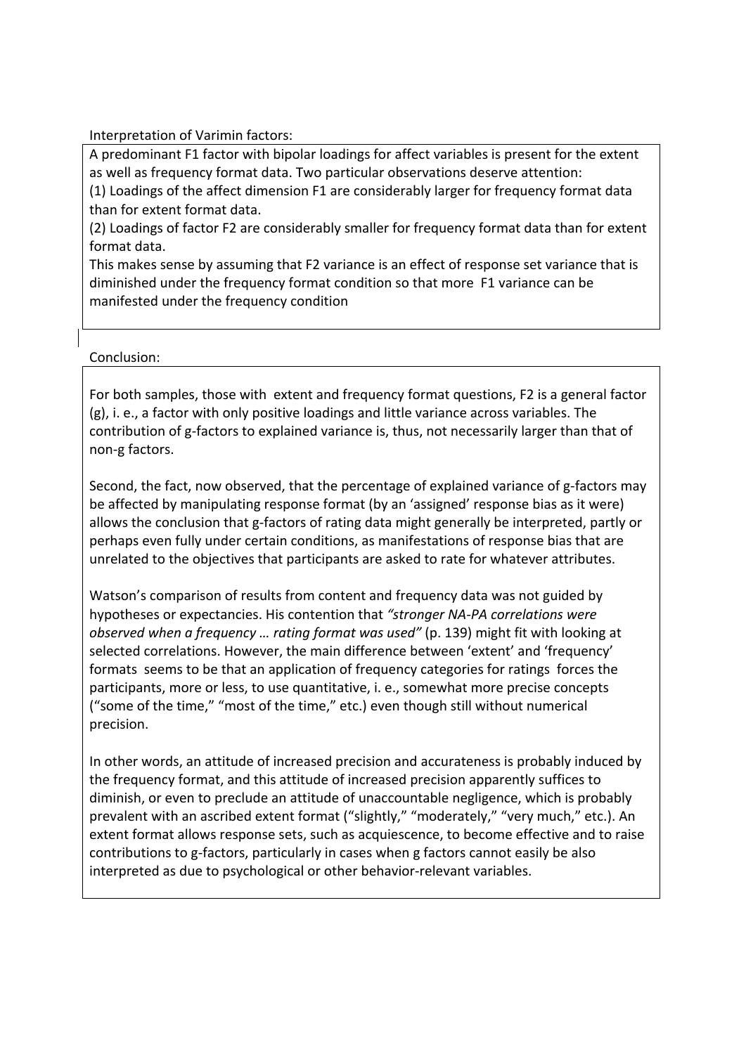Interpretation of Varimin factors:

A predominant F1 factor with bipolar loadings for affect variables is present for the extent as well as frequency format data. Two particular observations deserve attention:

(1) Loadings of the affect dimension F1 are considerably larger for frequency format data than for extent format data.

(2) Loadings of factor F2 are considerably smaller for frequency format data than for extent format data.

This makes sense by assuming that F2 variance is an effect of response set variance that is diminished under the frequency format condition so that more F1 variance can be manifested under the frequency condition

Conclusion:

For both samples, those with extent and frequency format questions, F2 is a general factor (g), i. e., a factor with only positive loadings and little variance across variables. The contribution of g-factors to explained variance is, thus, not necessarily larger than that of non-g factors.

Second, the fact, now observed, that the percentage of explained variance of g-factors may be affected by manipulating response format (by an 'assigned' response bias as it were) allows the conclusion that g-factors of rating data might generally be interpreted, partly or perhaps even fully under certain conditions, as manifestations of response bias that are unrelated to the objectives that participants are asked to rate for whatever attributes.

Watson's comparison of results from content and frequency data was not guided by hypotheses or expectancies. His contention that *"stronger NA-PA correlations were observed when a frequency … rating format was used"* (p. 139) might fit with looking at selected correlations. However, the main difference between 'extent' and 'frequency' formats seems to be that an application of frequency categories for ratings forces the participants, more or less, to use quantitative, i. e., somewhat more precise concepts ("some of the time," "most of the time," etc.) even though still without numerical precision.

In other words, an attitude of increased precision and accurateness is probably induced by the frequency format, and this attitude of increased precision apparently suffices to diminish, or even to preclude an attitude of unaccountable negligence, which is probably prevalent with an ascribed extent format ("slightly," "moderately," "very much," etc.). An extent format allows response sets, such as acquiescence, to become effective and to raise contributions to g-factors, particularly in cases when g factors cannot easily be also interpreted as due to psychological or other behavior-relevant variables.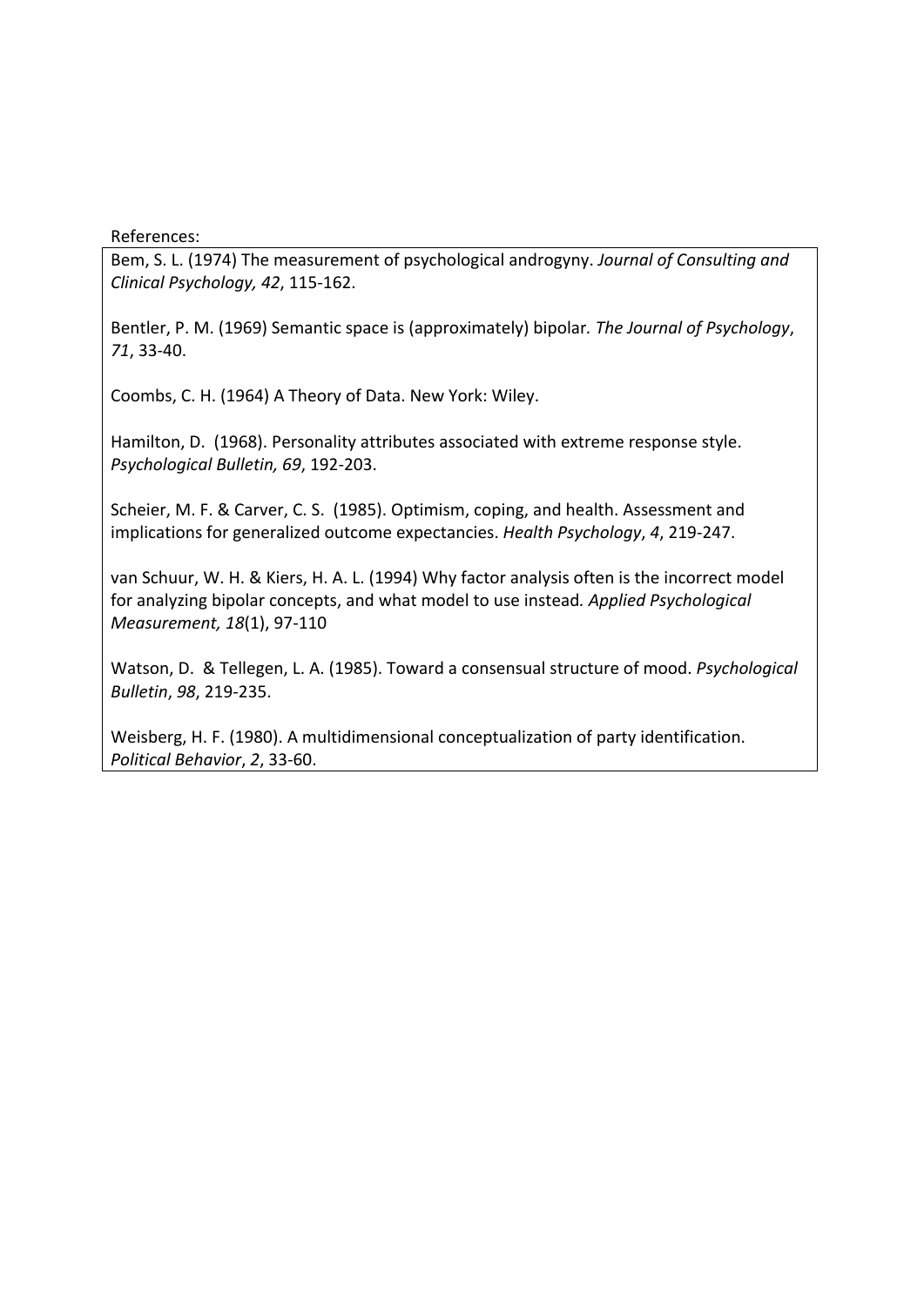References:

Bem, S. L. (1974) The measurement of psychological androgyny. *Journal of Consulting and Clinical Psychology, 42*, 115-162.

Bentler, P. M. (1969) Semantic space is (approximately) bipolar. *The Journal of Psychology*, *71*, 33-40.

Coombs, C. H. (1964) A Theory of Data. New York: Wiley.

Hamilton, D. (1968). Personality attributes associated with extreme response style. *Psychological Bulletin, 69*, 192-203.

Scheier, M. F. & Carver, C. S. (1985). Optimism, coping, and health. Assessment and implications for generalized outcome expectancies. *Health Psychology*, *4*, 219-247.

van Schuur, W. H. & Kiers, H. A. L. (1994) Why factor analysis often is the incorrect model for analyzing bipolar concepts, and what model to use instead. *Applied Psychological Measurement, 18*(1), 97-110

Watson, D. & Tellegen, L. A. (1985). Toward a consensual structure of mood. *Psychological Bulletin*, *98*, 219-235.

Weisberg, H. F. (1980). A multidimensional conceptualization of party identification. *Political Behavior*, *2*, 33-60.